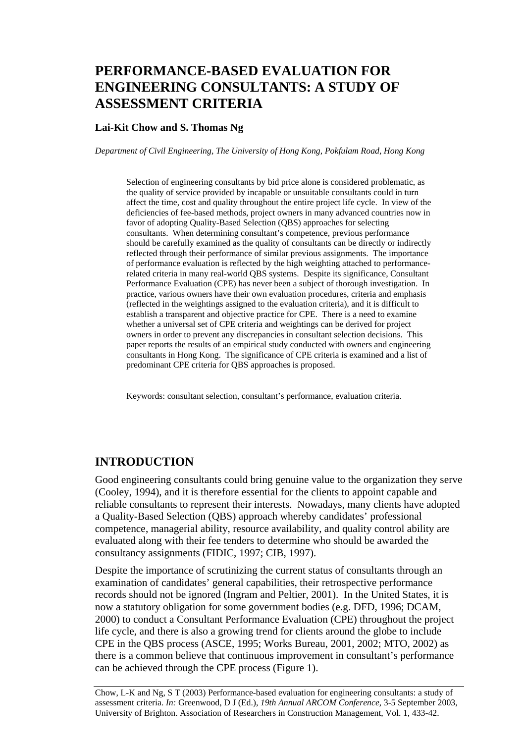# PERFORMANCE-BASED EVALUATION FOR ENGINEERING CONSULTANTS: A STUDY OF ASSESSMENT CRITERIA

**Lai-Kit Chow and S. Thomas Ng**

*Department of Civil Engineering, The University of Hong Kong, Pokfulam Road, Hong Kong*

Selection of engineering consultants by bid price alone is considered problematic, as the quality of service provided by incapable or unsuitable consultants could in turn affect the time, cost and quality throughout the entire project life cycle. In view of the deficiencies of fee-based methods, project owners in many advanced countries now in favor of adopting Quality-Based Selection (QBS) approaches for selecting consultants. When determining consultant's competence, previous performance should be carefully examined as the quality of consultants can be directly or indirectly reflected through their performance of similar previous assignments. The importance of performance evaluation is reflected by the high weighting attached to performance-related criteria in many real-world QBS systems. Despite its significance, Consultant Performance Evaluation (CPE) has never been a subject of thorough investigation. In practice, various owners have their own evaluation procedures, criteria and emphasis (reflected in the weightings assigned to the evaluation criteria), and it is difficult to establish a transparent and objective practice for CPE. There is a need to examine whether a universal set of CPE criteria and weightings can be derived for project owners in order to prevent any discrepancies in consultant selection decisions. This paper reports the results of an empirical study conducted with owners and engineering consultants in Hong Kong. The significance of CPE criteria is examined and a list of predominant CPE criteria for QBS approaches is proposed.

Keywords: consultant selection, consultant's performance, evaluation criteria.

## INTRODUCTION

Good engineering consultants could bring genuine value to the organization they serve (Cooley, 1994), and it is therefore essential for the clients to appoint capable and reliable consultants to represent their interests. Nowadays, many clients have adopted a Quality-Based Selection (QBS) approach whereby candidates' professional competence, managerial ability, resource availability, and quality control ability are evaluated along with their fee tenders to determine who should be awarded the consultancy assignments (FIDIC, 1997; CIB, 1997).

Despite the importance of scrutinizing the current status of consultants through an examination of candidates' general capabilities, their retrospective performance records should not be ignored (Ingram and Peltier, 2001). In the United States, it is now a statutory obligation for some government bodies (e.g. DFD, 1996; DCAM, 2000) to conduct a Consultant Performance Evaluation (CPE) throughout the project life cycle, and there is also a growing trend for clients around the globe to include CPE in the QBS process (ASCE, 1995; Works Bureau, 2001, 2002; MTO, 2002) as there is a common believe that continuous improvement in consultant's performance can be achieved through the CPE process (Figure 1).

Chow, L-K and Ng, S T (2003) Performance-based evaluation for engineering consultants: a study of assessment criteria. *In:* Greenwood, D J (Ed.), *19th Annual ARCOM Conference*, 3-5 September 2003, University of Brighton. Association of Researchers in Construction Management, Vol. 1, 433-42.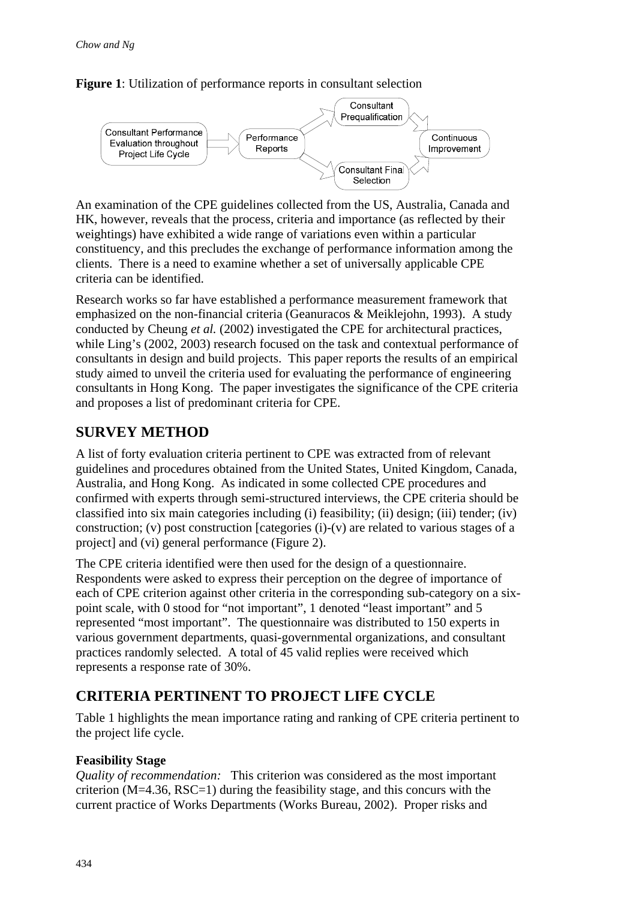**Figure 1**: Utilization of performance reports in consultant selection

An examination of the CPE guidelines collected from the US, Australia, Canada and HK, however, reveals that the process, criteria and importance (as reflected by their weightings) have exhibited a wide range of variations even within a particular constituency, and this precludes the exchange of performance information among the clients. There is a need to examine whether a set of universally applicable CPE criteria can be identified.

Research works so far have established a performance measurement framework that emphasized on the non-financial criteria (Geanuracos & Meiklejohn, 1993). A study conducted by Cheung *et al.* (2002) investigated the CPE for architectural practices, while Ling's (2002, 2003) research focused on the task and contextual performance of consultants in design and build projects. This paper reports the results of an empirical study aimed to unveil the criteria used for evaluating the performance of engineering consultants in Hong Kong. The paper investigates the significance of the CPE criteria and proposes a list of predominant criteria for CPE.

## SURVEY METHOD

A list of forty evaluation criteria pertinent to CPE was extracted from of relevant guidelines and procedures obtained from the United States, United Kingdom, Canada, Australia, and Hong Kong. As indicated in some collected CPE procedures and confirmed with experts through semi-structured interviews, the CPE criteria should be classified into six main categories including (i) feasibility; (ii) design; (iii) tender; (iv) construction; (v) post construction [categories (i)-(v) are related to various stages of a project] and (vi) general performance (Figure 2).

The CPE criteria identified were then used for the design of a questionnaire. Respondents were asked to express their perception on the degree of importance of each of CPE criterion against other criteria in the corresponding sub-category on a six-point scale, with 0 stood for "not important", 1 denoted "least important" and 5 represented "most important". The questionnaire was distributed to 150 experts in various government departments, quasi-governmental organizations, and consultant practices randomly selected. A total of 45 valid replies were received which represents a response rate of 30%.

## CRITERIA PERTINENT TO PROJECT LIFE CYCLE

Table 1 highlights the mean importance rating and ranking of CPE criteria pertinent to the project life cycle.

### Feasibility Stage

*Quality of recommendation:* This criterion was considered as the most important criterion (M=4.36, RSC=1) during the feasibility stage, and this concurs with the current practice of Works Departments (Works Bureau, 2002). Proper risks and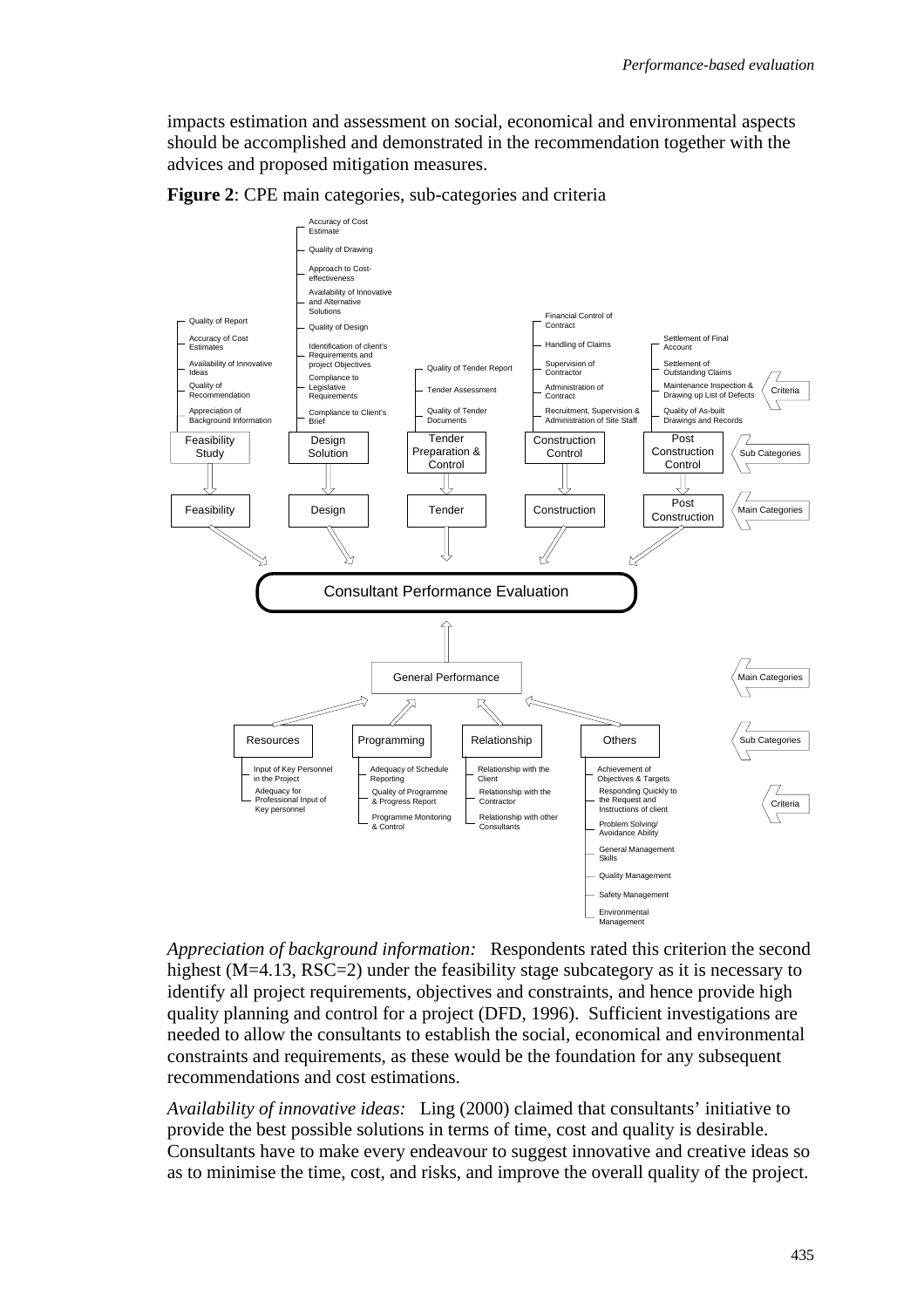impacts estimation and assessment on social, economical and environmental aspects should be accomplished and demonstrated in the recommendation together with the advices and proposed mitigation measures.

**Figure 2**: CPE main categories, sub-categories and criteria

**Consultant Performance Evaluation**

Main Categories → Sub Categories → Criteria

- **Feasibility** → **Feasibility Study**
  - Quality of Report
  - Accuracy of Cost Estimates
  - Availability of Innovative Ideas
  - Quality of Recommendation
  - Appreciation of Background Information
- **Design** → **Design Solution**
  - Accuracy of Cost Estimate
  - Quality of Drawing
  - Approach to Cost-effectiveness
  - Availability of Innovative and Alternative Solutions
  - Quality of Design
  - Identification of client's Requirements and project Objectives
  - Compliance to Legislative Requirements
  - Compliance to Client's Brief
- **Tender** → **Tender Preparation & Control**
  - Quality of Tender Report
  - Tender Assessment
  - Quality of Tender Documents
- **Construction** → **Construction Control**
  - Financial Control of Contract
  - Handling of Claims
  - Supervision of Contractor
  - Administration of Contract
  - Recruitment, Supervision & Administration of Site Staff
- **Post Construction** → **Post Construction Control**
  - Settlement of Final Account
  - Settlement of Outstanding Claims
  - Maintenance Inspection & Drawing up List of Defects
  - Quality of As-built Drawings and Records
- **General Performance**
  - **Resources**
    - Input of Key Personnel in the Project
    - Adequacy for Professional Input of Key personnel
  - **Programming**
    - Adequacy of Schedule Reporting
    - Quality of Programme & Progress Report
    - Programme Monitoring & Control
  - **Relationship**
    - Relationship with the Client
    - Relationship with the Contractor
    - Relationship with other Consultants
  - **Others**
    - Achievement of Objectives & Targets
    - Responding Quickly to the Request and Instructions of client
    - Problem Solving/ Avoidance Ability
    - General Management Skills
    - Quality Management
    - Safety Management
    - Environmental Management

*Appreciation of background information:* Respondents rated this criterion the second highest (M=4.13, RSC=2) under the feasibility stage subcategory as it is necessary to identify all project requirements, objectives and constraints, and hence provide high quality planning and control for a project (DFD, 1996). Sufficient investigations are needed to allow the consultants to establish the social, economical and environmental constraints and requirements, as these would be the foundation for any subsequent recommendations and cost estimations.

*Availability of innovative ideas:* Ling (2000) claimed that consultants' initiative to provide the best possible solutions in terms of time, cost and quality is desirable. Consultants have to make every endeavour to suggest innovative and creative ideas so as to minimise the time, cost, and risks, and improve the overall quality of the project.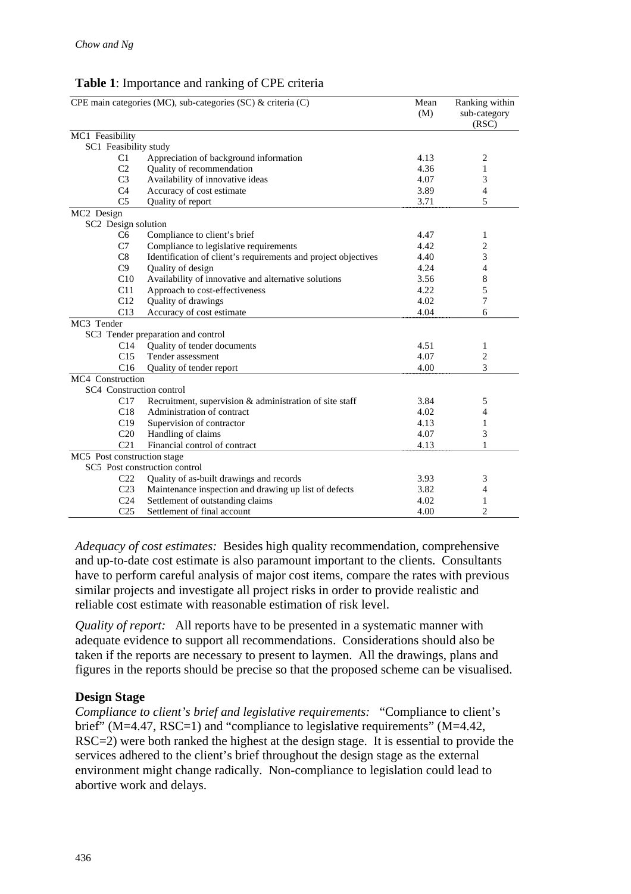**Table 1**: Importance and ranking of CPE criteria

| CPE main categories (MC), sub-categories (SC) & criteria (C) | | Mean (M) | Ranking within sub-category (RSC) |
|---|---|---|---|
| MC1 Feasibility | | | |
| SC1 Feasibility study | | | |
| C1 | Appreciation of background information | 4.13 | 2 |
| C2 | Quality of recommendation | 4.36 | 1 |
| C3 | Availability of innovative ideas | 4.07 | 3 |
| C4 | Accuracy of cost estimate | 3.89 | 4 |
| C5 | Quality of report | 3.71 | 5 |
| MC2 Design | | | |
| SC2 Design solution | | | |
| C6 | Compliance to client's brief | 4.47 | 1 |
| C7 | Compliance to legislative requirements | 4.42 | 2 |
| C8 | Identification of client's requirements and project objectives | 4.40 | 3 |
| C9 | Quality of design | 4.24 | 4 |
| C10 | Availability of innovative and alternative solutions | 3.56 | 8 |
| C11 | Approach to cost-effectiveness | 4.22 | 5 |
| C12 | Quality of drawings | 4.02 | 7 |
| C13 | Accuracy of cost estimate | 4.04 | 6 |
| MC3 Tender | | | |
| SC3 Tender preparation and control | | | |
| C14 | Quality of tender documents | 4.51 | 1 |
| C15 | Tender assessment | 4.07 | 2 |
| C16 | Quality of tender report | 4.00 | 3 |
| MC4 Construction | | | |
| SC4 Construction control | | | |
| C17 | Recruitment, supervision & administration of site staff | 3.84 | 5 |
| C18 | Administration of contract | 4.02 | 4 |
| C19 | Supervision of contractor | 4.13 | 1 |
| C20 | Handling of claims | 4.07 | 3 |
| C21 | Financial control of contract | 4.13 | 1 |
| MC5 Post construction stage | | | |
| SC5 Post construction control | | | |
| C22 | Quality of as-built drawings and records | 3.93 | 3 |
| C23 | Maintenance inspection and drawing up list of defects | 3.82 | 4 |
| C24 | Settlement of outstanding claims | 4.02 | 1 |
| C25 | Settlement of final account | 4.00 | 2 |

*Adequacy of cost estimates:* Besides high quality recommendation, comprehensive and up-to-date cost estimate is also paramount important to the clients. Consultants have to perform careful analysis of major cost items, compare the rates with previous similar projects and investigate all project risks in order to provide realistic and reliable cost estimate with reasonable estimation of risk level.

*Quality of report:* All reports have to be presented in a systematic manner with adequate evidence to support all recommendations. Considerations should also be taken if the reports are necessary to present to laymen. All the drawings, plans and figures in the reports should be precise so that the proposed scheme can be visualised.

### Design Stage

*Compliance to client's brief and legislative requirements:* "Compliance to client's brief" (M=4.47, RSC=1) and "compliance to legislative requirements" (M=4.42, RSC=2) were both ranked the highest at the design stage. It is essential to provide the services adhered to the client's brief throughout the design stage as the external environment might change radically. Non-compliance to legislation could lead to abortive work and delays.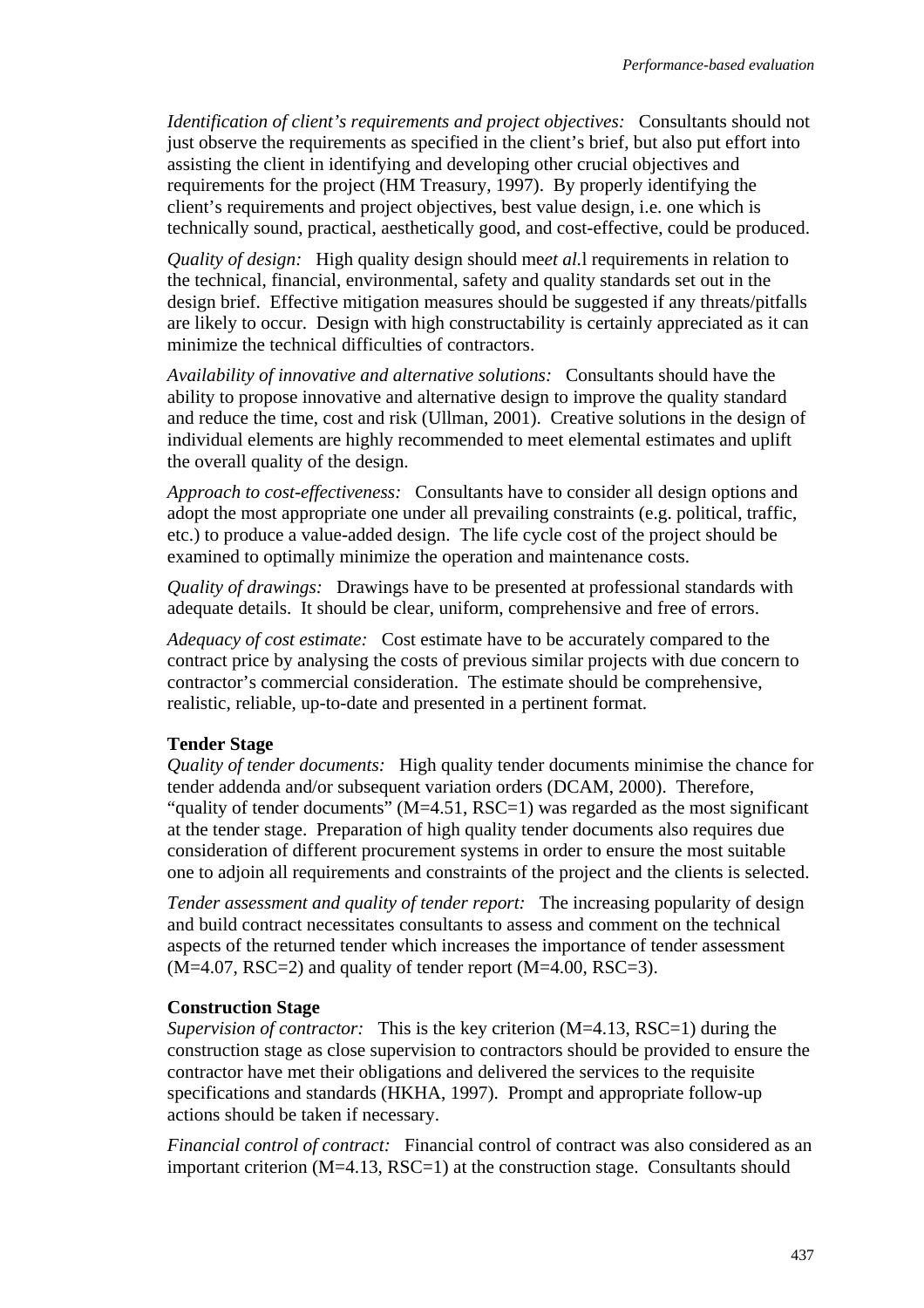*Identification of client's requirements and project objectives:* Consultants should not just observe the requirements as specified in the client's brief, but also put effort into assisting the client in identifying and developing other crucial objectives and requirements for the project (HM Treasury, 1997). By properly identifying the client's requirements and project objectives, best value design, i.e. one which is technically sound, practical, aesthetically good, and cost-effective, could be produced.

*Quality of design:* High quality design should me*et al*.l requirements in relation to the technical, financial, environmental, safety and quality standards set out in the design brief. Effective mitigation measures should be suggested if any threats/pitfalls are likely to occur. Design with high constructability is certainly appreciated as it can minimize the technical difficulties of contractors.

*Availability of innovative and alternative solutions:* Consultants should have the ability to propose innovative and alternative design to improve the quality standard and reduce the time, cost and risk (Ullman, 2001). Creative solutions in the design of individual elements are highly recommended to meet elemental estimates and uplift the overall quality of the design.

*Approach to cost-effectiveness:* Consultants have to consider all design options and adopt the most appropriate one under all prevailing constraints (e.g. political, traffic, etc.) to produce a value-added design. The life cycle cost of the project should be examined to optimally minimize the operation and maintenance costs.

*Quality of drawings:* Drawings have to be presented at professional standards with adequate details. It should be clear, uniform, comprehensive and free of errors.

*Adequacy of cost estimate:* Cost estimate have to be accurately compared to the contract price by analysing the costs of previous similar projects with due concern to contractor's commercial consideration. The estimate should be comprehensive, realistic, reliable, up-to-date and presented in a pertinent format.

**Tender Stage**

*Quality of tender documents:* High quality tender documents minimise the chance for tender addenda and/or subsequent variation orders (DCAM, 2000). Therefore, "quality of tender documents" (M=4.51, RSC=1) was regarded as the most significant at the tender stage. Preparation of high quality tender documents also requires due consideration of different procurement systems in order to ensure the most suitable one to adjoin all requirements and constraints of the project and the clients is selected.

*Tender assessment and quality of tender report:* The increasing popularity of design and build contract necessitates consultants to assess and comment on the technical aspects of the returned tender which increases the importance of tender assessment (M=4.07, RSC=2) and quality of tender report (M=4.00, RSC=3).

**Construction Stage**

*Supervision of contractor:* This is the key criterion (M=4.13, RSC=1) during the construction stage as close supervision to contractors should be provided to ensure the contractor have met their obligations and delivered the services to the requisite specifications and standards (HKHA, 1997). Prompt and appropriate follow-up actions should be taken if necessary.

*Financial control of contract:* Financial control of contract was also considered as an important criterion (M=4.13, RSC=1) at the construction stage. Consultants should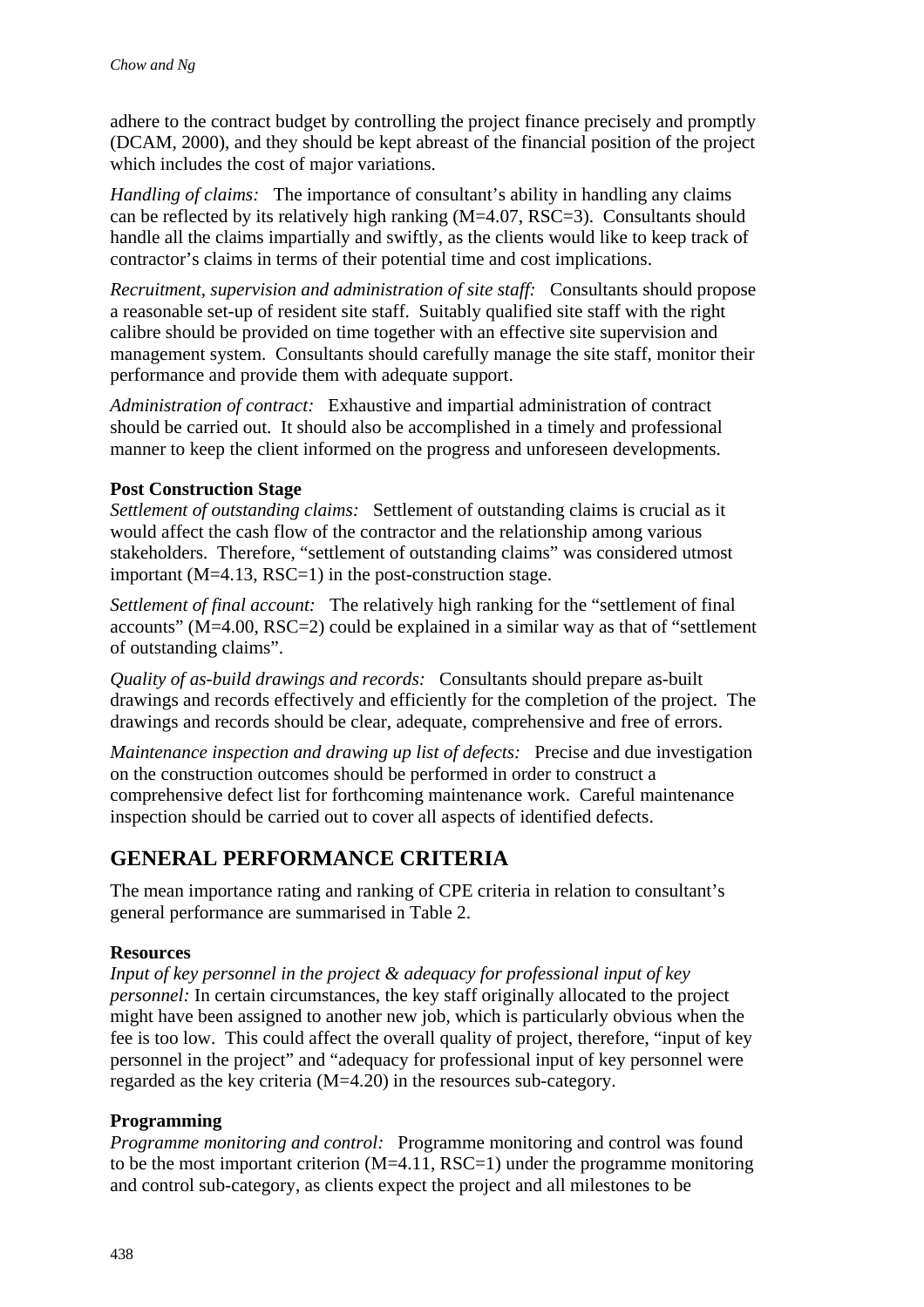adhere to the contract budget by controlling the project finance precisely and promptly (DCAM, 2000), and they should be kept abreast of the financial position of the project which includes the cost of major variations.

*Handling of claims:* The importance of consultant's ability in handling any claims can be reflected by its relatively high ranking (M=4.07, RSC=3). Consultants should handle all the claims impartially and swiftly, as the clients would like to keep track of contractor's claims in terms of their potential time and cost implications.

*Recruitment, supervision and administration of site staff:* Consultants should propose a reasonable set-up of resident site staff. Suitably qualified site staff with the right calibre should be provided on time together with an effective site supervision and management system. Consultants should carefully manage the site staff, monitor their performance and provide them with adequate support.

*Administration of contract:* Exhaustive and impartial administration of contract should be carried out. It should also be accomplished in a timely and professional manner to keep the client informed on the progress and unforeseen developments.

**Post Construction Stage**

*Settlement of outstanding claims:* Settlement of outstanding claims is crucial as it would affect the cash flow of the contractor and the relationship among various stakeholders. Therefore, "settlement of outstanding claims" was considered utmost important (M=4.13, RSC=1) in the post-construction stage.

*Settlement of final account:* The relatively high ranking for the "settlement of final accounts" (M=4.00, RSC=2) could be explained in a similar way as that of "settlement of outstanding claims".

*Quality of as-build drawings and records:* Consultants should prepare as-built drawings and records effectively and efficiently for the completion of the project. The drawings and records should be clear, adequate, comprehensive and free of errors.

*Maintenance inspection and drawing up list of defects:* Precise and due investigation on the construction outcomes should be performed in order to construct a comprehensive defect list for forthcoming maintenance work. Careful maintenance inspection should be carried out to cover all aspects of identified defects.

## GENERAL PERFORMANCE CRITERIA

The mean importance rating and ranking of CPE criteria in relation to consultant's general performance are summarised in Table 2.

**Resources**

*Input of key personnel in the project & adequacy for professional input of key personnel:* In certain circumstances, the key staff originally allocated to the project might have been assigned to another new job, which is particularly obvious when the fee is too low. This could affect the overall quality of project, therefore, "input of key personnel in the project" and "adequacy for professional input of key personnel were regarded as the key criteria (M=4.20) in the resources sub-category.

**Programming**

*Programme monitoring and control:* Programme monitoring and control was found to be the most important criterion (M=4.11, RSC=1) under the programme monitoring and control sub-category, as clients expect the project and all milestones to be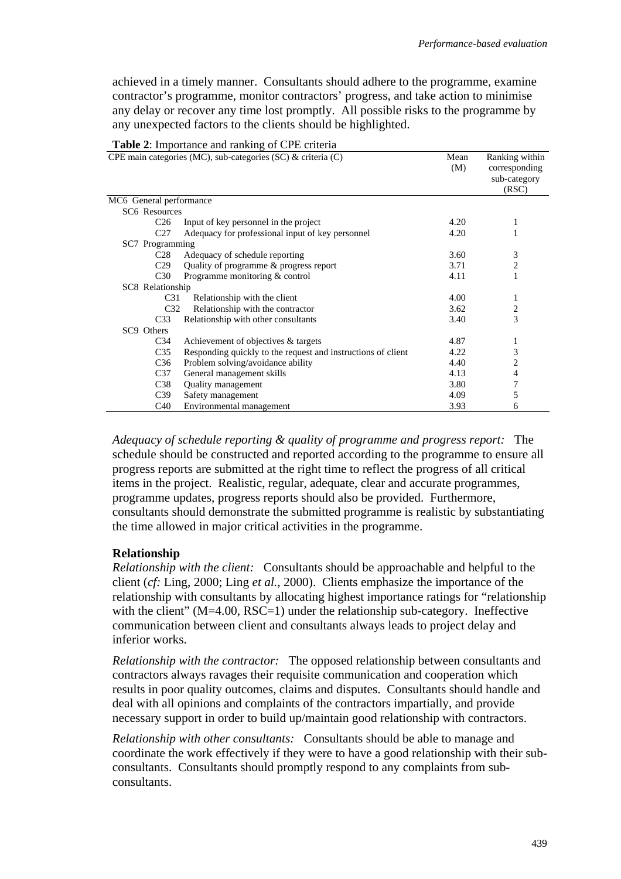achieved in a timely manner. Consultants should adhere to the programme, examine contractor's programme, monitor contractors' progress, and take action to minimise any delay or recover any time lost promptly. All possible risks to the programme by any unexpected factors to the clients should be highlighted.

**Table 2**: Importance and ranking of CPE criteria

| CPE main categories (MC), sub-categories (SC) & criteria (C) | | Mean (M) | Ranking within corresponding sub-category (RSC) |
|---|---|---|---|
| MC6 General performance | | | |
| SC6 Resources | | | |
| C26 | Input of key personnel in the project | 4.20 | 1 |
| C27 | Adequacy for professional input of key personnel | 4.20 | 1 |
| SC7 Programming | | | |
| C28 | Adequacy of schedule reporting | 3.60 | 3 |
| C29 | Quality of programme & progress report | 3.71 | 2 |
| C30 | Programme monitoring & control | 4.11 | 1 |
| SC8 Relationship | | | |
| C31 | Relationship with the client | 4.00 | 1 |
| C32 | Relationship with the contractor | 3.62 | 2 |
| C33 | Relationship with other consultants | 3.40 | 3 |
| SC9 Others | | | |
| C34 | Achievement of objectives & targets | 4.87 | 1 |
| C35 | Responding quickly to the request and instructions of client | 4.22 | 3 |
| C36 | Problem solving/avoidance ability | 4.40 | 2 |
| C37 | General management skills | 4.13 | 4 |
| C38 | Quality management | 3.80 | 7 |
| C39 | Safety management | 4.09 | 5 |
| C40 | Environmental management | 3.93 | 6 |

*Adequacy of schedule reporting & quality of programme and progress report:* The schedule should be constructed and reported according to the programme to ensure all progress reports are submitted at the right time to reflect the progress of all critical items in the project. Realistic, regular, adequate, clear and accurate programmes, programme updates, progress reports should also be provided. Furthermore, consultants should demonstrate the submitted programme is realistic by substantiating the time allowed in major critical activities in the programme.

### Relationship

*Relationship with the client:* Consultants should be approachable and helpful to the client (*cf:* Ling, 2000; Ling *et al.*, 2000). Clients emphasize the importance of the relationship with consultants by allocating highest importance ratings for "relationship with the client" (M=4.00, RSC=1) under the relationship sub-category. Ineffective communication between client and consultants always leads to project delay and inferior works.

*Relationship with the contractor:* The opposed relationship between consultants and contractors always ravages their requisite communication and cooperation which results in poor quality outcomes, claims and disputes. Consultants should handle and deal with all opinions and complaints of the contractors impartially, and provide necessary support in order to build up/maintain good relationship with contractors.

*Relationship with other consultants:* Consultants should be able to manage and coordinate the work effectively if they were to have a good relationship with their sub-consultants. Consultants should promptly respond to any complaints from sub-consultants.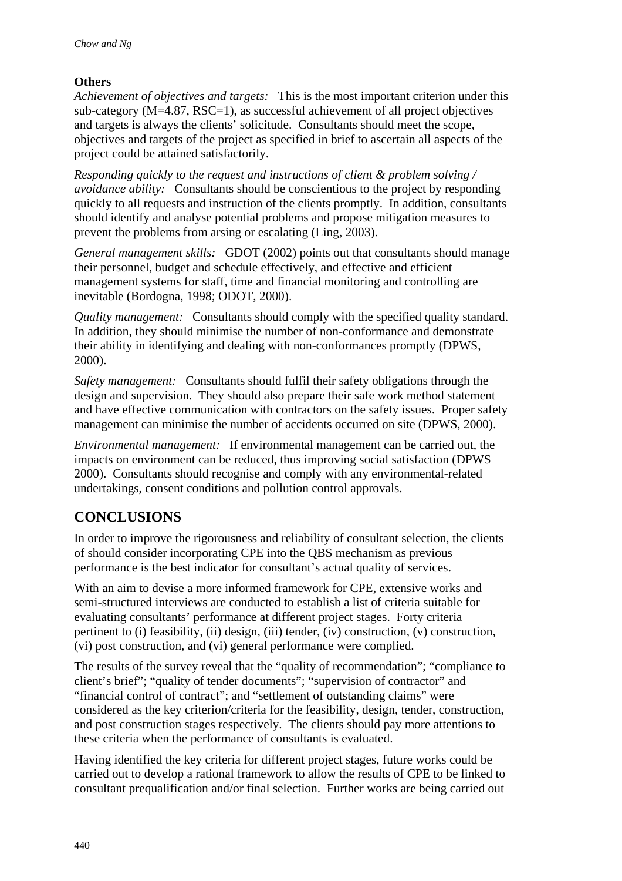**Others**

*Achievement of objectives and targets:* This is the most important criterion under this sub-category (M=4.87, RSC=1), as successful achievement of all project objectives and targets is always the clients' solicitude. Consultants should meet the scope, objectives and targets of the project as specified in brief to ascertain all aspects of the project could be attained satisfactorily.

*Responding quickly to the request and instructions of client & problem solving / avoidance ability:* Consultants should be conscientious to the project by responding quickly to all requests and instruction of the clients promptly. In addition, consultants should identify and analyse potential problems and propose mitigation measures to prevent the problems from arsing or escalating (Ling, 2003).

*General management skills:* GDOT (2002) points out that consultants should manage their personnel, budget and schedule effectively, and effective and efficient management systems for staff, time and financial monitoring and controlling are inevitable (Bordogna, 1998; ODOT, 2000).

*Quality management:* Consultants should comply with the specified quality standard. In addition, they should minimise the number of non-conformance and demonstrate their ability in identifying and dealing with non-conformances promptly (DPWS, 2000).

*Safety management:* Consultants should fulfil their safety obligations through the design and supervision. They should also prepare their safe work method statement and have effective communication with contractors on the safety issues. Proper safety management can minimise the number of accidents occurred on site (DPWS, 2000).

*Environmental management:* If environmental management can be carried out, the impacts on environment can be reduced, thus improving social satisfaction (DPWS 2000). Consultants should recognise and comply with any environmental-related undertakings, consent conditions and pollution control approvals.

## CONCLUSIONS

In order to improve the rigorousness and reliability of consultant selection, the clients of should consider incorporating CPE into the QBS mechanism as previous performance is the best indicator for consultant's actual quality of services.

With an aim to devise a more informed framework for CPE, extensive works and semi-structured interviews are conducted to establish a list of criteria suitable for evaluating consultants' performance at different project stages. Forty criteria pertinent to (i) feasibility, (ii) design, (iii) tender, (iv) construction, (v) construction, (vi) post construction, and (vi) general performance were complied.

The results of the survey reveal that the "quality of recommendation"; "compliance to client's brief"; "quality of tender documents"; "supervision of contractor" and "financial control of contract"; and "settlement of outstanding claims" were considered as the key criterion/criteria for the feasibility, design, tender, construction, and post construction stages respectively. The clients should pay more attentions to these criteria when the performance of consultants is evaluated.

Having identified the key criteria for different project stages, future works could be carried out to develop a rational framework to allow the results of CPE to be linked to consultant prequalification and/or final selection. Further works are being carried out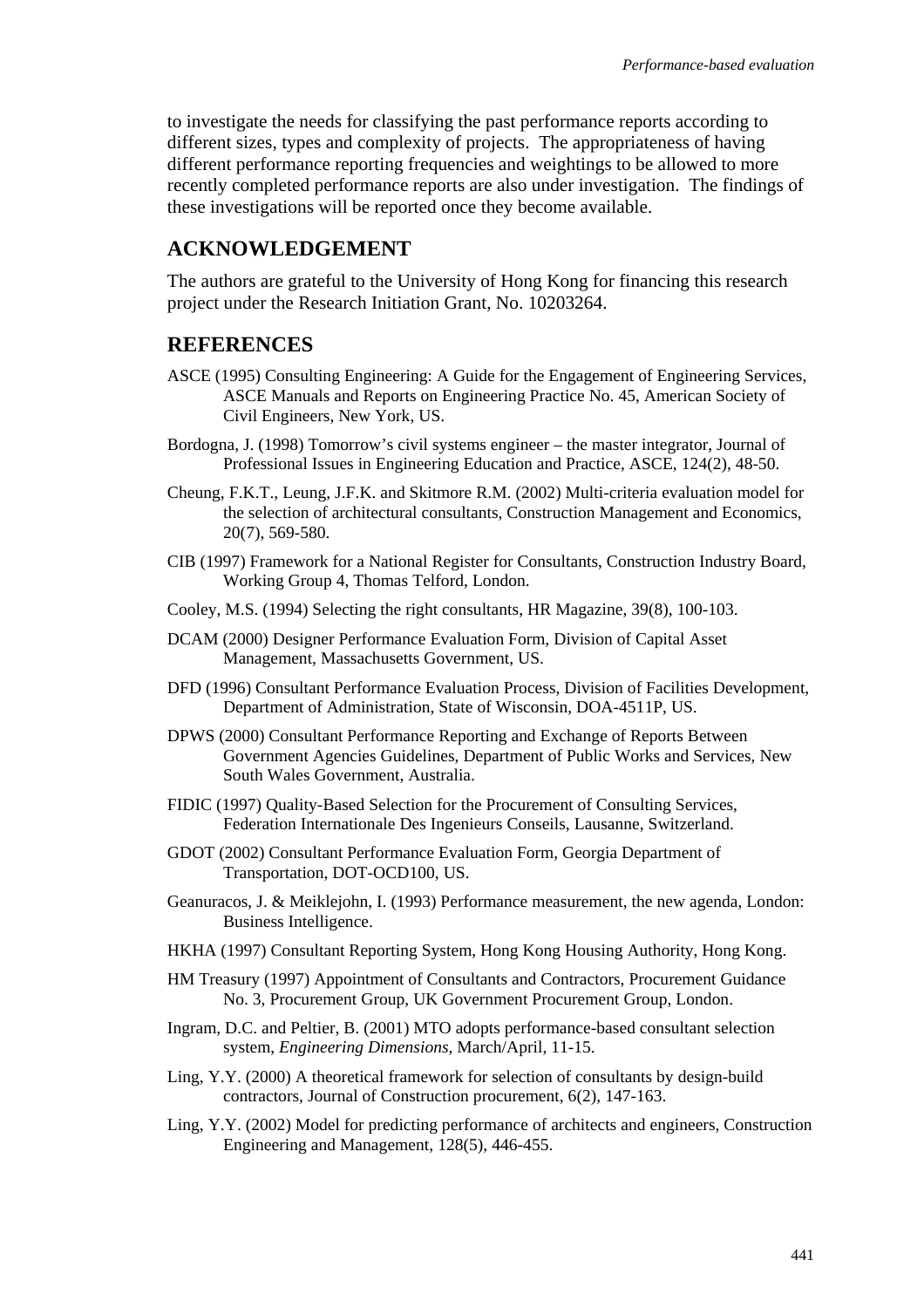to investigate the needs for classifying the past performance reports according to different sizes, types and complexity of projects. The appropriateness of having different performance reporting frequencies and weightings to be allowed to more recently completed performance reports are also under investigation. The findings of these investigations will be reported once they become available.

## ACKNOWLEDGEMENT

The authors are grateful to the University of Hong Kong for financing this research project under the Research Initiation Grant, No. 10203264.

## REFERENCES

ASCE (1995) Consulting Engineering: A Guide for the Engagement of Engineering Services, ASCE Manuals and Reports on Engineering Practice No. 45, American Society of Civil Engineers, New York, US.

Bordogna, J. (1998) Tomorrow's civil systems engineer – the master integrator, Journal of Professional Issues in Engineering Education and Practice, ASCE, 124(2), 48-50.

Cheung, F.K.T., Leung, J.F.K. and Skitmore R.M. (2002) Multi-criteria evaluation model for the selection of architectural consultants, Construction Management and Economics, 20(7), 569-580.

CIB (1997) Framework for a National Register for Consultants, Construction Industry Board, Working Group 4, Thomas Telford, London.

Cooley, M.S. (1994) Selecting the right consultants, HR Magazine, 39(8), 100-103.

DCAM (2000) Designer Performance Evaluation Form, Division of Capital Asset Management, Massachusetts Government, US.

DFD (1996) Consultant Performance Evaluation Process, Division of Facilities Development, Department of Administration, State of Wisconsin, DOA-4511P, US.

DPWS (2000) Consultant Performance Reporting and Exchange of Reports Between Government Agencies Guidelines, Department of Public Works and Services, New South Wales Government, Australia.

FIDIC (1997) Quality-Based Selection for the Procurement of Consulting Services, Federation Internationale Des Ingenieurs Conseils, Lausanne, Switzerland.

GDOT (2002) Consultant Performance Evaluation Form, Georgia Department of Transportation, DOT-OCD100, US.

Geanuracos, J. & Meiklejohn, I. (1993) Performance measurement, the new agenda, London: Business Intelligence.

HKHA (1997) Consultant Reporting System, Hong Kong Housing Authority, Hong Kong.

HM Treasury (1997) Appointment of Consultants and Contractors, Procurement Guidance No. 3, Procurement Group, UK Government Procurement Group, London.

Ingram, D.C. and Peltier, B. (2001) MTO adopts performance-based consultant selection system, *Engineering Dimensions*, March/April, 11-15.

Ling, Y.Y. (2000) A theoretical framework for selection of consultants by design-build contractors, Journal of Construction procurement, 6(2), 147-163.

Ling, Y.Y. (2002) Model for predicting performance of architects and engineers, Construction Engineering and Management, 128(5), 446-455.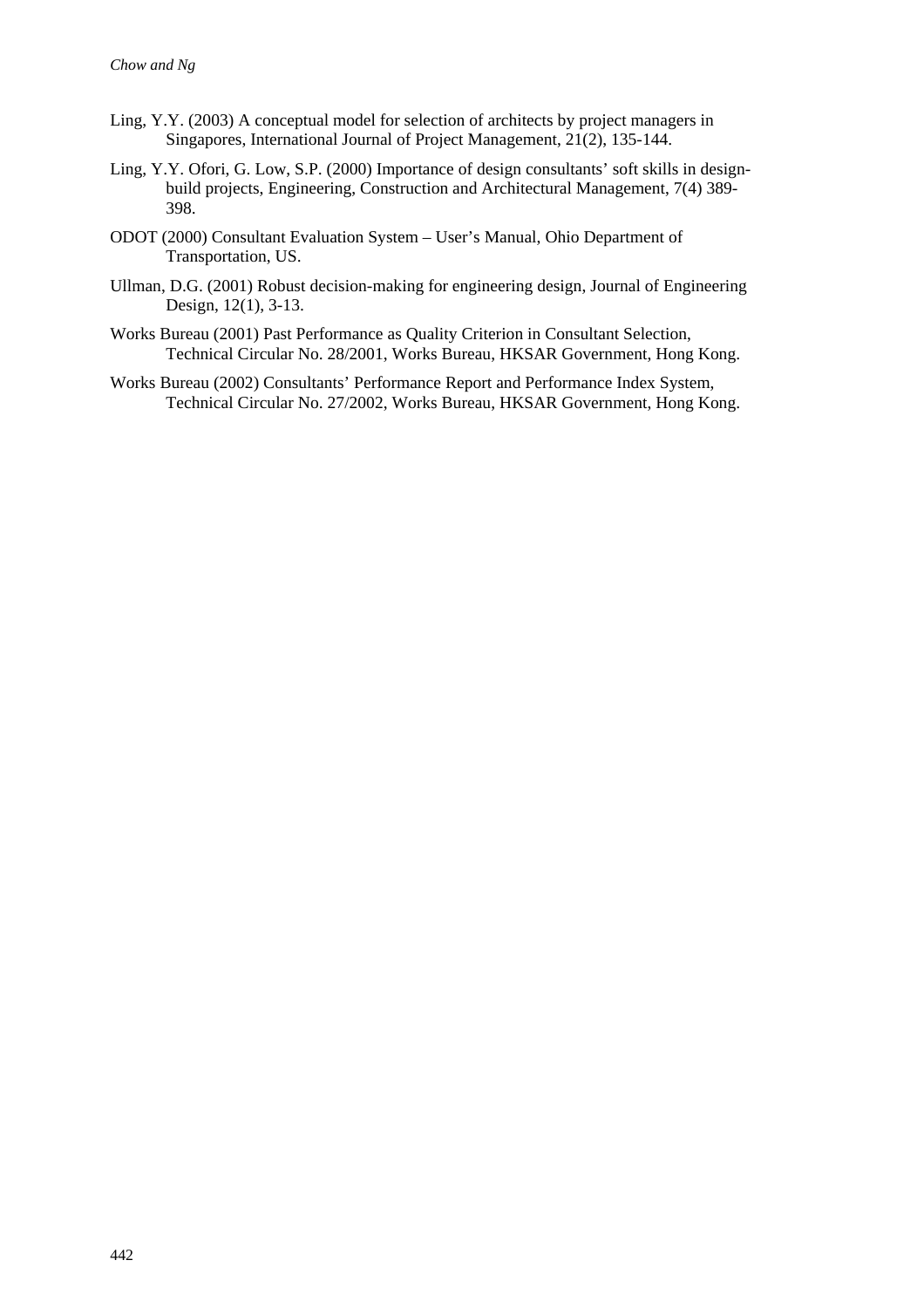Ling, Y.Y. (2003) A conceptual model for selection of architects by project managers in Singapores, International Journal of Project Management, 21(2), 135-144.

Ling, Y.Y. Ofori, G. Low, S.P. (2000) Importance of design consultants' soft skills in design-build projects, Engineering, Construction and Architectural Management, 7(4) 389-398.

ODOT (2000) Consultant Evaluation System – User's Manual, Ohio Department of Transportation, US.

Ullman, D.G. (2001) Robust decision-making for engineering design, Journal of Engineering Design, 12(1), 3-13.

Works Bureau (2001) Past Performance as Quality Criterion in Consultant Selection, Technical Circular No. 28/2001, Works Bureau, HKSAR Government, Hong Kong.

Works Bureau (2002) Consultants' Performance Report and Performance Index System, Technical Circular No. 27/2002, Works Bureau, HKSAR Government, Hong Kong.